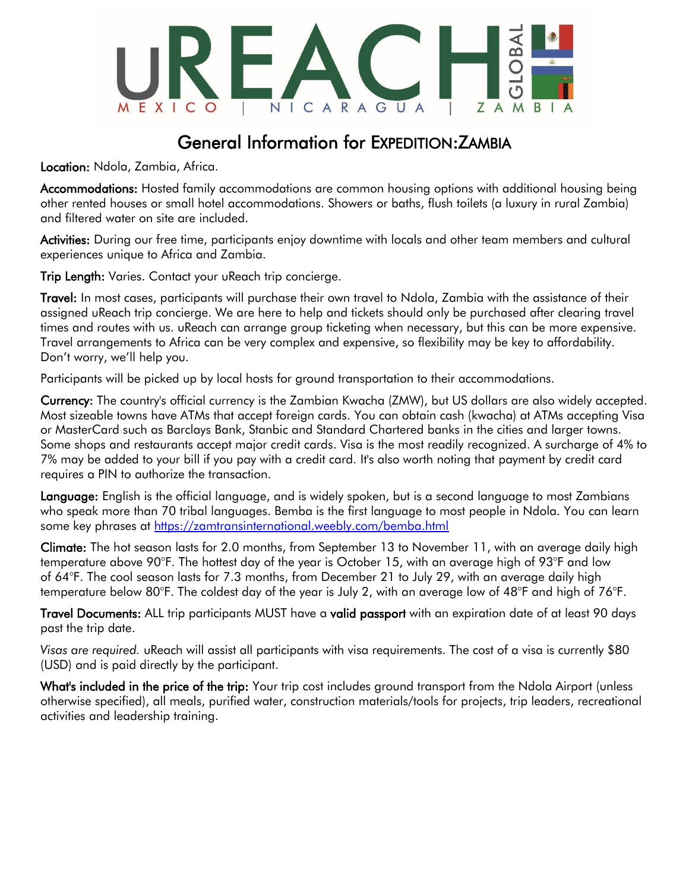# uREACH GLOBAL

MEXICO | NICARAGUA | ZAMBIA

## General Information for EXPEDITION:ZAMBIA

**Location:** Ndola, Zambia, Africa.

**Accommodations:** Hosted family accommodations are common housing options with additional housing being other rented houses or small hotel accommodations. Showers or baths, flush toilets (a luxury in rural Zambia) and filtered water on site are included.

**Activities:** During our free time, participants enjoy downtime with locals and other team members and cultural experiences unique to Africa and Zambia.

**Trip Length:** Varies. Contact your uReach trip concierge.

**Travel:** In most cases, participants will purchase their own travel to Ndola, Zambia with the assistance of their assigned uReach trip concierge. We are here to help and tickets should only be purchased after clearing travel times and routes with us. uReach can arrange group ticketing when necessary, but this can be more expensive. Travel arrangements to Africa can be very complex and expensive, so flexibility may be key to affordability. Don't worry, we'll help you.

Participants will be picked up by local hosts for ground transportation to their accommodations.

**Currency:** The country's official currency is the Zambian Kwacha (ZMW), but US dollars are also widely accepted. Most sizeable towns have ATMs that accept foreign cards. You can obtain cash (kwacha) at ATMs accepting Visa or MasterCard such as Barclays Bank, Stanbic and Standard Chartered banks in the cities and larger towns. Some shops and restaurants accept major credit cards. Visa is the most readily recognized. A surcharge of 4% to 7% may be added to your bill if you pay with a credit card. It's also worth noting that payment by credit card requires a PIN to authorize the transaction.

**Language:** English is the official language, and is widely spoken, but is a second language to most Zambians who speak more than 70 tribal languages. Bemba is the first language to most people in Ndola. You can learn some key phrases at [https://zamtransinternational.weebly.com/bemba.html](https://zamtransinternational.weebly.com/bemba.html)

**Climate:** The hot season lasts for 2.0 months, from September 13 to November 11, with an average daily high temperature above 90°F. The hottest day of the year is October 15, with an average high of 93°F and low of 64°F. The cool season lasts for 7.3 months, from December 21 to July 29, with an average daily high temperature below 80°F. The coldest day of the year is July 2, with an average low of 48°F and high of 76°F.

**Travel Documents:** ALL trip participants MUST have a **valid passport** with an expiration date of at least 90 days past the trip date.

*Visas are required.* uReach will assist all participants with visa requirements. The cost of a visa is currently $80 (USD) and is paid directly by the participant.

**What's included in the price of the trip:** Your trip cost includes ground transport from the Ndola Airport (unless otherwise specified), all meals, purified water, construction materials/tools for projects, trip leaders, recreational activities and leadership training.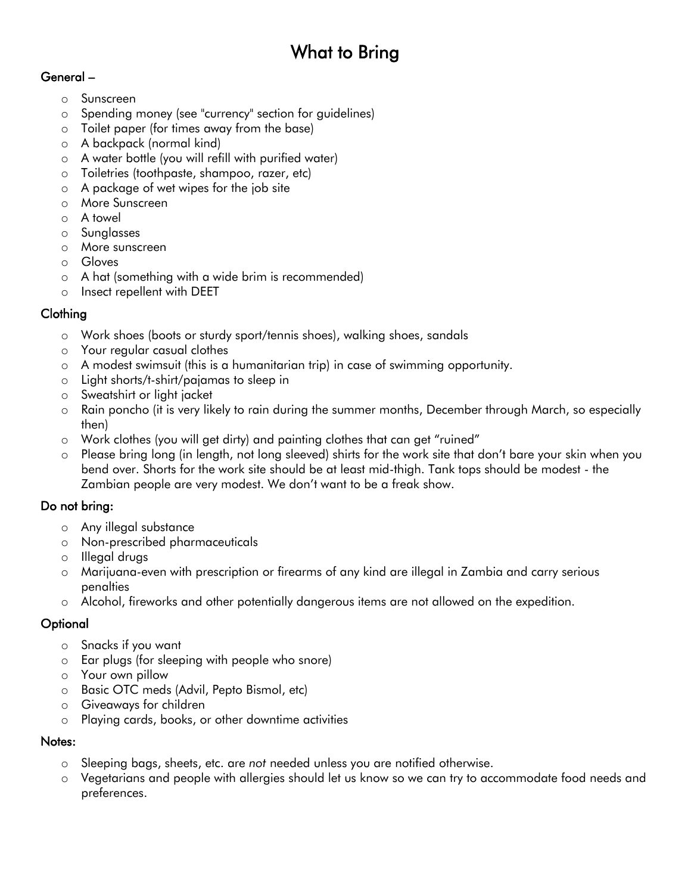# What to Bring

## General –

- Sunscreen
- Spending money (see "currency" section for guidelines)
- Toilet paper (for times away from the base)
- A backpack (normal kind)
- A water bottle (you will refill with purified water)
- Toiletries (toothpaste, shampoo, razer, etc)
- A package of wet wipes for the job site
- More Sunscreen
- A towel
- Sunglasses
- More sunscreen
- Gloves
- A hat (something with a wide brim is recommended)
- Insect repellent with DEET

## Clothing

- Work shoes (boots or sturdy sport/tennis shoes), walking shoes, sandals
- Your regular casual clothes
- A modest swimsuit (this is a humanitarian trip) in case of swimming opportunity.
- Light shorts/t-shirt/pajamas to sleep in
- Sweatshirt or light jacket
- Rain poncho (it is very likely to rain during the summer months, December through March, so especially then)
- Work clothes (you will get dirty) and painting clothes that can get "ruined"
- Please bring long (in length, not long sleeved) shirts for the work site that don't bare your skin when you bend over. Shorts for the work site should be at least mid-thigh. Tank tops should be modest - the Zambian people are very modest. We don't want to be a freak show.

## Do not bring:

- Any illegal substance
- Non-prescribed pharmaceuticals
- Illegal drugs
- Marijuana-even with prescription or firearms of any kind are illegal in Zambia and carry serious penalties
- Alcohol, fireworks and other potentially dangerous items are not allowed on the expedition.

## Optional

- Snacks if you want
- Ear plugs (for sleeping with people who snore)
- Your own pillow
- Basic OTC meds (Advil, Pepto Bismol, etc)
- Giveaways for children
- Playing cards, books, or other downtime activities

## Notes:

- Sleeping bags, sheets, etc. are *not* needed unless you are notified otherwise.
- Vegetarians and people with allergies should let us know so we can try to accommodate food needs and preferences.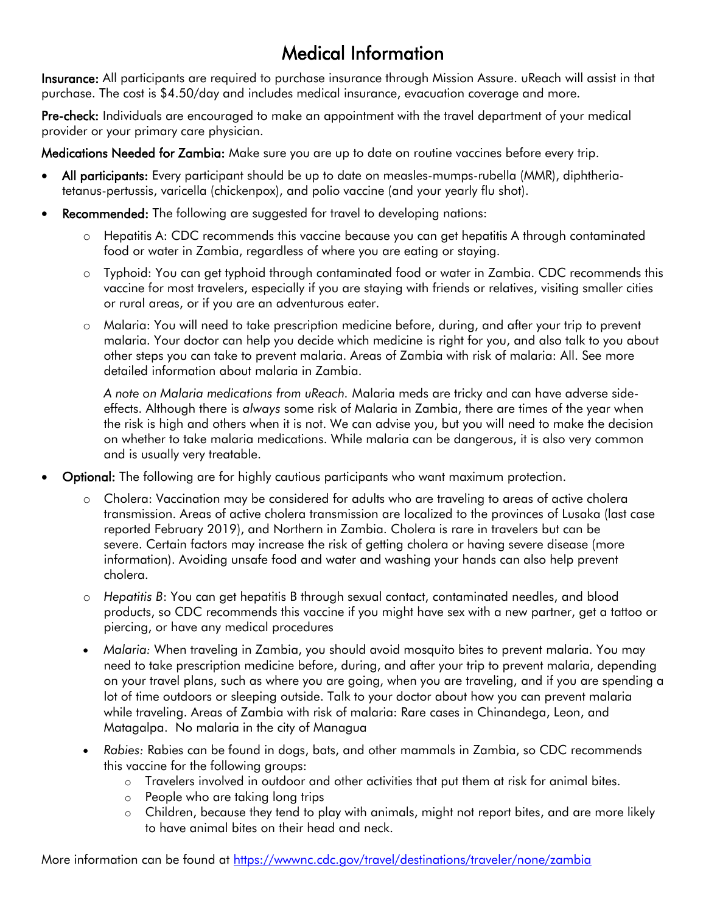# Medical Information

**Insurance:** All participants are required to purchase insurance through Mission Assure. uReach will assist in that purchase. The cost is $4.50/day and includes medical insurance, evacuation coverage and more.

**Pre-check:** Individuals are encouraged to make an appointment with the travel department of your medical provider or your primary care physician.

**Medications Needed for Zambia:** Make sure you are up to date on routine vaccines before every trip.

- **All participants:** Every participant should be up to date on measles-mumps-rubella (MMR), diphtheria-tetanus-pertussis, varicella (chickenpox), and polio vaccine (and your yearly flu shot).
- **Recommended:** The following are suggested for travel to developing nations:
  - Hepatitis A: CDC recommends this vaccine because you can get hepatitis A through contaminated food or water in Zambia, regardless of where you are eating or staying.
  - Typhoid: You can get typhoid through contaminated food or water in Zambia. CDC recommends this vaccine for most travelers, especially if you are staying with friends or relatives, visiting smaller cities or rural areas, or if you are an adventurous eater.
  - Malaria: You will need to take prescription medicine before, during, and after your trip to prevent malaria. Your doctor can help you decide which medicine is right for you, and also talk to you about other steps you can take to prevent malaria. Areas of Zambia with risk of malaria: All. See more detailed information about malaria in Zambia.

    *A note on Malaria medications from uReach.* Malaria meds are tricky and can have adverse side-effects. Although there is *always* some risk of Malaria in Zambia, there are times of the year when the risk is high and others when it is not. We can advise you, but you will need to make the decision on whether to take malaria medications. While malaria can be dangerous, it is also very common and is usually very treatable.
- **Optional:** The following are for highly cautious participants who want maximum protection.
  - Cholera: Vaccination may be considered for adults who are traveling to areas of active cholera transmission. Areas of active cholera transmission are localized to the provinces of Lusaka (last case reported February 2019), and Northern in Zambia. Cholera is rare in travelers but can be severe. Certain factors may increase the risk of getting cholera or having severe disease (more information). Avoiding unsafe food and water and washing your hands can also help prevent cholera.
  - *Hepatitis B*: You can get hepatitis B through sexual contact, contaminated needles, and blood products, so CDC recommends this vaccine if you might have sex with a new partner, get a tattoo or piercing, or have any medical procedures
  - *Malaria:* When traveling in Zambia, you should avoid mosquito bites to prevent malaria. You may need to take prescription medicine before, during, and after your trip to prevent malaria, depending on your travel plans, such as where you are going, when you are traveling, and if you are spending a lot of time outdoors or sleeping outside. Talk to your doctor about how you can prevent malaria while traveling. Areas of Zambia with risk of malaria: Rare cases in Chinandega, Leon, and Matagalpa. No malaria in the city of Managua
  - *Rabies:* Rabies can be found in dogs, bats, and other mammals in Zambia, so CDC recommends this vaccine for the following groups:
    - Travelers involved in outdoor and other activities that put them at risk for animal bites.
    - People who are taking long trips
    - Children, because they tend to play with animals, might not report bites, and are more likely to have animal bites on their head and neck.

More information can be found at https://wwwnc.cdc.gov/travel/destinations/traveler/none/zambia